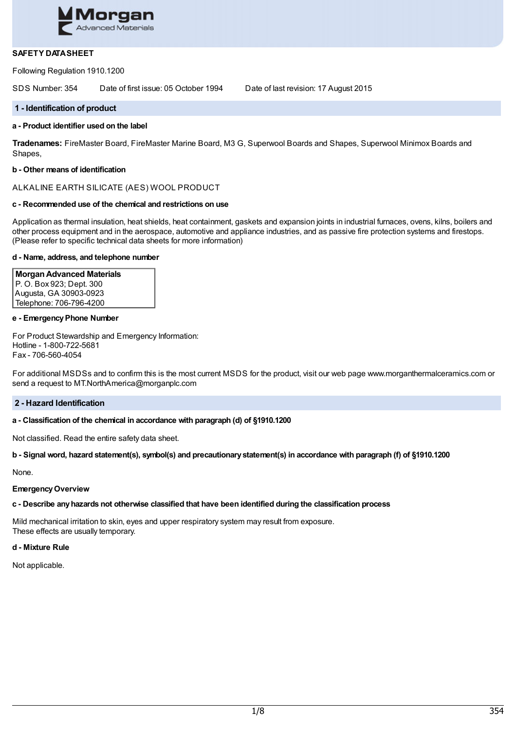Morgan
Advanced Materials

**SAFETY DATA SHEET**

Following Regulation 1910.1200

SDS Number: 354     Date of first issue: 05 October 1994     Date of last revision: 17 August 2015

## 1 - Identification of product

**a - Product identifier used on the label**

**Tradenames:** FireMaster Board, FireMaster Marine Board, M3 G, Superwool Boards and Shapes, Superwool Minimox Boards and Shapes,

**b - Other means of identification**

ALKALINE EARTH SILICATE (AES) WOOL PRODUCT

**c - Recommended use of the chemical and restrictions on use**

Application as thermal insulation, heat shields, heat containment, gaskets and expansion joints in industrial furnaces, ovens, kilns, boilers and other process equipment and in the aerospace, automotive and appliance industries, and as passive fire protection systems and firestops. (Please refer to specific technical data sheets for more information)

**d - Name, address, and telephone number**

**Morgan Advanced Materials**
P. O. Box 923; Dept. 300
Augusta, GA 30903-0923
Telephone: 706-796-4200

**e - Emergency Phone Number**

For Product Stewardship and Emergency Information:
Hotline - 1-800-722-5681
Fax - 706-560-4054

For additional MSDSs and to confirm this is the most current MSDS for the product, visit our web page www.morganthermalceramics.com or send a request to MT.NorthAmerica@morganplc.com

## 2 - Hazard Identification

**a - Classification of the chemical in accordance with paragraph (d) of §1910.1200**

Not classified. Read the entire safety data sheet.

**b - Signal word, hazard statement(s), symbol(s) and precautionary statement(s) in accordance with paragraph (f) of §1910.1200**

None.

**Emergency Overview**

**c - Describe any hazards not otherwise classified that have been identified during the classification process**

Mild mechanical irritation to skin, eyes and upper respiratory system may result from exposure.
These effects are usually temporary.

**d - Mixture Rule**

Not applicable.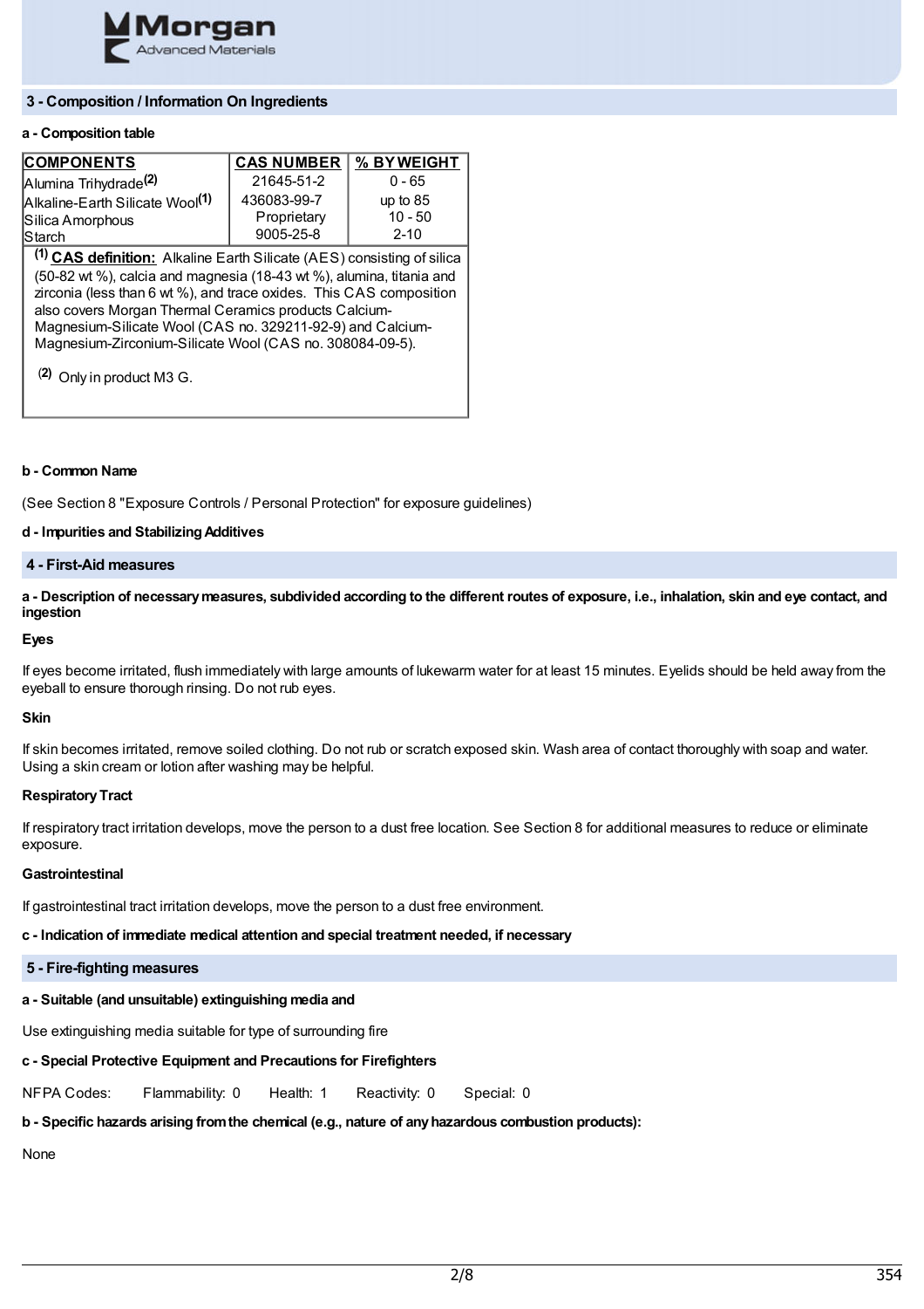## 3 - Composition / Information On Ingredients

**a - Composition table**

| COMPONENTS | CAS NUMBER | % BY WEIGHT |
|---|---|---|
| Alumina Trihydrade[2] | 21645-51-2 | 0 - 65 |
| Alkaline-Earth Silicate Wool[1] | 436083-99-7 | up to 85 |
| Silica Amorphous | Proprietary | 10 - 50 |
| Starch | 9005-25-8 | 2-10 |

[1] **CAS definition:** Alkaline Earth Silicate (AES) consisting of silica (50-82 wt %), calcia and magnesia (18-43 wt %), alumina, titania and zirconia (less than 6 wt %), and trace oxides. This CAS composition also covers Morgan Thermal Ceramics products Calcium-Magnesium-Silicate Wool (CAS no. 329211-92-9) and Calcium-Magnesium-Zirconium-Silicate Wool (CAS no. 308084-09-5).

[2] Only in product M3 G.

**b - Common Name**

(See Section 8 "Exposure Controls / Personal Protection" for exposure guidelines)

**d - Impurities and Stabilizing Additives**

## 4 - First-Aid measures

**a - Description of necessary measures, subdivided according to the different routes of exposure, i.e., inhalation, skin and eye contact, and ingestion**

**Eyes**

If eyes become irritated, flush immediately with large amounts of lukewarm water for at least 15 minutes. Eyelids should be held away from the eyeball to ensure thorough rinsing. Do not rub eyes.

**Skin**

If skin becomes irritated, remove soiled clothing. Do not rub or scratch exposed skin. Wash area of contact thoroughly with soap and water. Using a skin cream or lotion after washing may be helpful.

**Respiratory Tract**

If respiratory tract irritation develops, move the person to a dust free location. See Section 8 for additional measures to reduce or eliminate exposure.

**Gastrointestinal**

If gastrointestinal tract irritation develops, move the person to a dust free environment.

**c - Indication of immediate medical attention and special treatment needed, if necessary**

## 5 - Fire-fighting measures

**a - Suitable (and unsuitable) extinguishing media and**

Use extinguishing media suitable for type of surrounding fire

**c - Special Protective Equipment and Precautions for Firefighters**

NFPA Codes: Flammability: 0 Health: 1 Reactivity: 0 Special: 0

**b - Specific hazards arising from the chemical (e.g., nature of any hazardous combustion products):**

None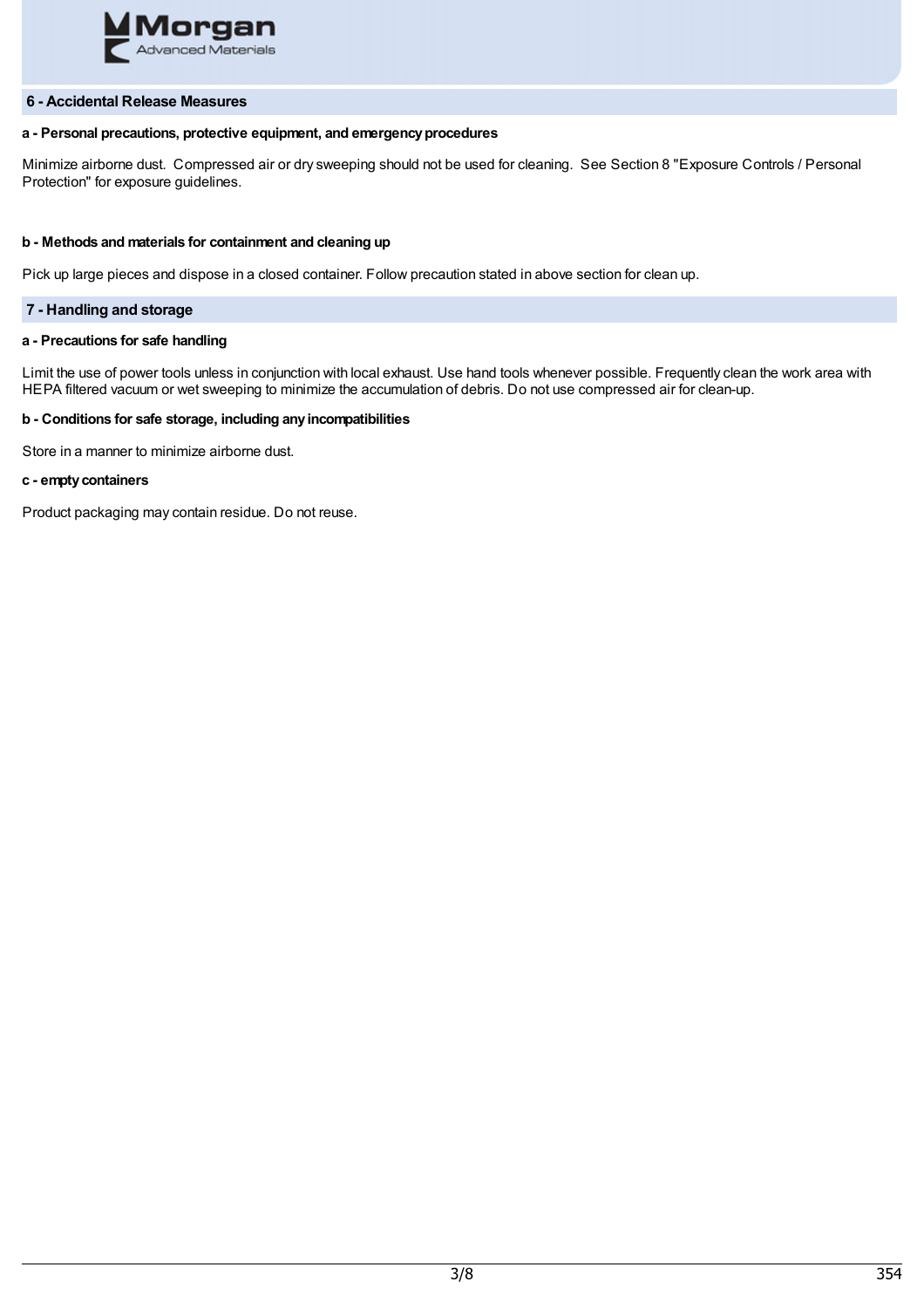## 6 - Accidental Release Measures

### a - Personal precautions, protective equipment, and emergency procedures

Minimize airborne dust. Compressed air or dry sweeping should not be used for cleaning. See Section 8 "Exposure Controls / Personal Protection" for exposure guidelines.

### b - Methods and materials for containment and cleaning up

Pick up large pieces and dispose in a closed container. Follow precaution stated in above section for clean up.

## 7 - Handling and storage

### a - Precautions for safe handling

Limit the use of power tools unless in conjunction with local exhaust. Use hand tools whenever possible. Frequently clean the work area with HEPA filtered vacuum or wet sweeping to minimize the accumulation of debris. Do not use compressed air for clean-up.

### b - Conditions for safe storage, including any incompatibilities

Store in a manner to minimize airborne dust.

### c - empty containers

Product packaging may contain residue. Do not reuse.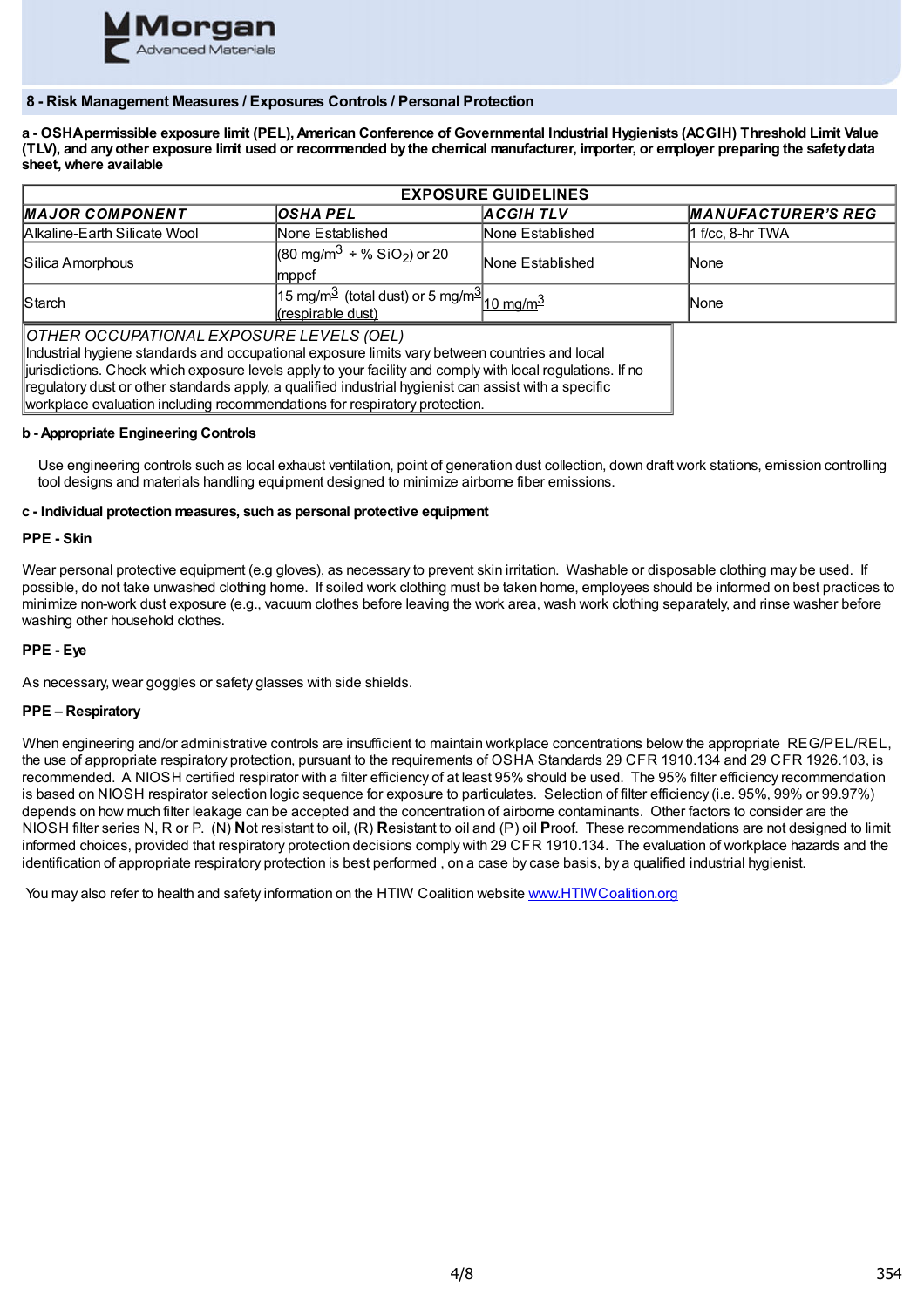## 8 - Risk Management Measures / Exposures Controls / Personal Protection

**a - OSHA permissible exposure limit (PEL), American Conference of Governmental Industrial Hygienists (ACGIH) Threshold Limit Value (TLV), and any other exposure limit used or recommended by the chemical manufacturer, importer, or employer preparing the safety data sheet, where available**

| EXPOSURE GUIDELINES | | | |
|---|---|---|---|
| ***MAJOR COMPONENT*** | ***OSHA PEL*** | ***ACGIH TLV*** | ***MANUFACTURER'S REG*** |
| Alkaline-Earth Silicate Wool | None Established | None Established | 1 f/cc, 8-hr TWA |
| Silica Amorphous | (80 mg/m$^3$ ÷ % $SiO_2$) or 20 mppcf | None Established | None |
| Starch | 15 mg/m$^3$ (total dust) or 5 mg/m$^3$ (respirable dust) | 10 mg/m$^3$ | None |

*OTHER OCCUPATIONAL EXPOSURE LEVELS (OEL)*
Industrial hygiene standards and occupational exposure limits vary between countries and local jurisdictions. Check which exposure levels apply to your facility and comply with local regulations. If no regulatory dust or other standards apply, a qualified industrial hygienist can assist with a specific workplace evaluation including recommendations for respiratory protection.

**b - Appropriate Engineering Controls**

Use engineering controls such as local exhaust ventilation, point of generation dust collection, down draft work stations, emission controlling tool designs and materials handling equipment designed to minimize airborne fiber emissions.

**c - Individual protection measures, such as personal protective equipment**

**PPE - Skin**

Wear personal protective equipment (e.g gloves), as necessary to prevent skin irritation. Washable or disposable clothing may be used. If possible, do not take unwashed clothing home. If soiled work clothing must be taken home, employees should be informed on best practices to minimize non-work dust exposure (e.g., vacuum clothes before leaving the work area, wash work clothing separately, and rinse washer before washing other household clothes.

**PPE - Eye**

As necessary, wear goggles or safety glasses with side shields.

**PPE – Respiratory**

When engineering and/or administrative controls are insufficient to maintain workplace concentrations below the appropriate REG/PEL/REL, the use of appropriate respiratory protection, pursuant to the requirements of OSHA Standards 29 CFR 1910.134 and 29 CFR 1926.103, is recommended. A NIOSH certified respirator with a filter efficiency of at least 95% should be used. The 95% filter efficiency recommendation is based on NIOSH respirator selection logic sequence for exposure to particulates. Selection of filter efficiency (i.e. 95%, 99% or 99.97%) depends on how much filter leakage can be accepted and the concentration of airborne contaminants. Other factors to consider are the NIOSH filter series N, R or P. (N) **N**ot resistant to oil, (R) **R**esistant to oil and (P) oil **P**roof. These recommendations are not designed to limit informed choices, provided that respiratory protection decisions comply with 29 CFR 1910.134. The evaluation of workplace hazards and the identification of appropriate respiratory protection is best performed , on a case by case basis, by a qualified industrial hygienist.

You may also refer to health and safety information on the HTIW Coalition website www.HTIWCoalition.org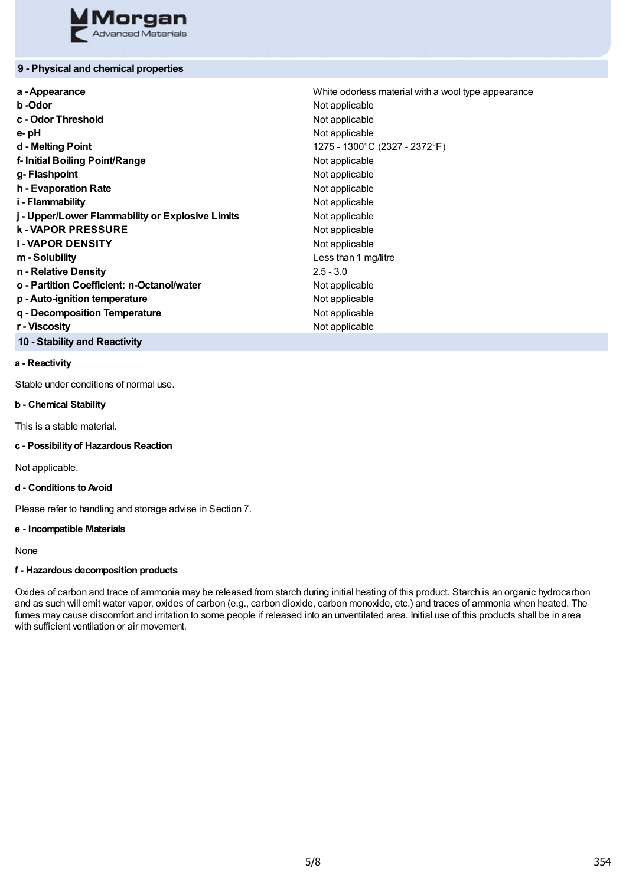## 9 - Physical and chemical properties

| | |
|---|---|
| **a - Appearance** | White odorless material with a wool type appearance |
| **b -Odor** | Not applicable |
| **c - Odor Threshold** | Not applicable |
| **e- pH** | Not applicable |
| **d - Melting Point** | 1275 - 1300°C (2327 - 2372°F) |
| **f- Initial Boiling Point/Range** | Not applicable |
| **g- Flashpoint** | Not applicable |
| **h - Evaporation Rate** | Not applicable |
| **i - Flammability** | Not applicable |
| **j - Upper/Lower Flammability or Explosive Limits** | Not applicable |
| **k - VAPOR PRESSURE** | Not applicable |
| **l - VAPOR DENSITY** | Not applicable |
| **m - Solubility** | Less than 1 mg/litre |
| **n - Relative Density** | 2.5 - 3.0 |
| **o - Partition Coefficient: n-Octanol/water** | Not applicable |
| **p - Auto-ignition temperature** | Not applicable |
| **q - Decomposition Temperature** | Not applicable |
| **r - Viscosity** | Not applicable |

## 10 - Stability and Reactivity

**a - Reactivity**

Stable under conditions of normal use.

**b - Chemical Stability**

This is a stable material.

**c - Possibility of Hazardous Reaction**

Not applicable.

**d - Conditions to Avoid**

Please refer to handling and storage advise in Section 7.

**e - Incompatible Materials**

None

**f - Hazardous decomposition products**

Oxides of carbon and trace of ammonia may be released from starch during initial heating of this product. Starch is an organic hydrocarbon and as such will emit water vapor, oxides of carbon (e.g., carbon dioxide, carbon monoxide, etc.) and traces of ammonia when heated. The fumes may cause discomfort and irritation to some people if released into an unventilated area. Initial use of this products shall be in area with sufficient ventilation or air movement.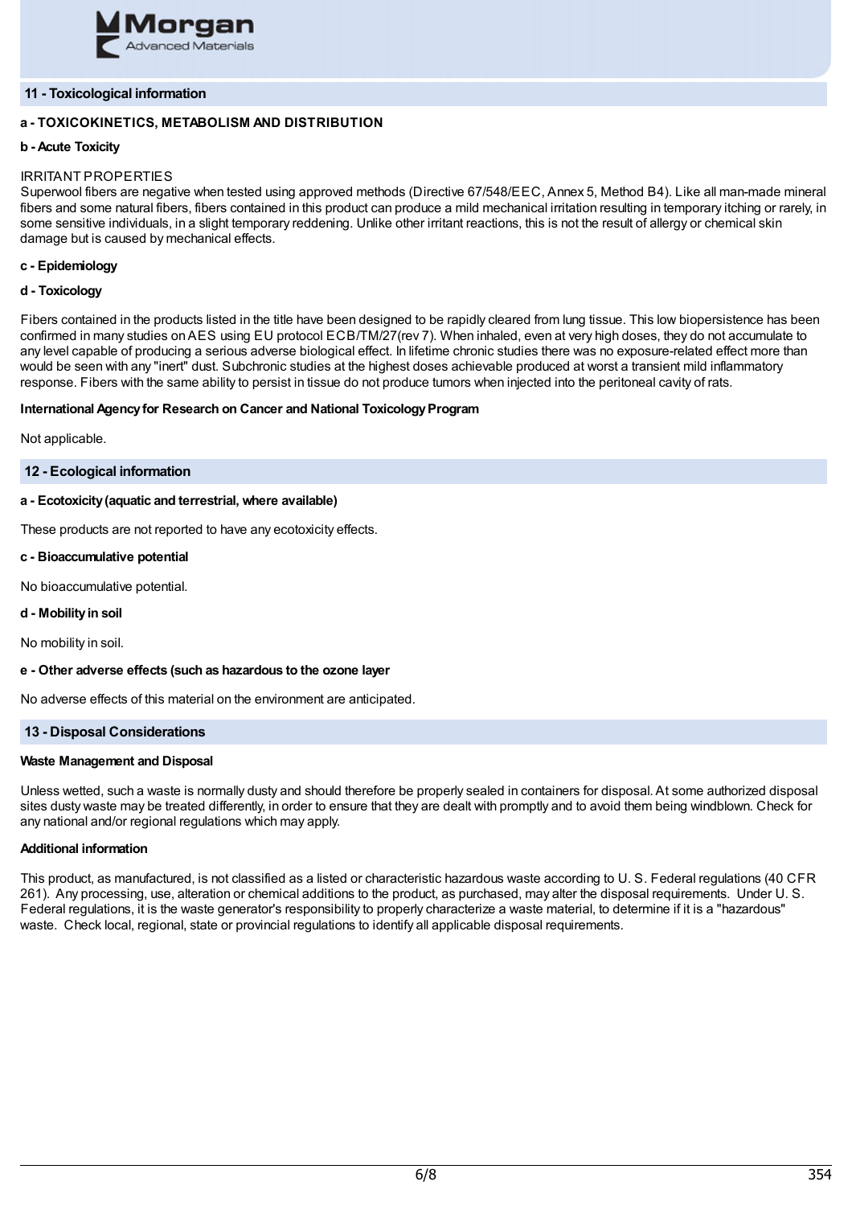## 11 - Toxicological information

**a - TOXICOKINETICS, METABOLISM AND DISTRIBUTION**

**b - Acute Toxicity**

IRRITANT PROPERTIES
Superwool fibers are negative when tested using approved methods (Directive 67/548/EEC, Annex 5, Method B4). Like all man-made mineral fibers and some natural fibers, fibers contained in this product can produce a mild mechanical irritation resulting in temporary itching or rarely, in some sensitive individuals, in a slight temporary reddening. Unlike other irritant reactions, this is not the result of allergy or chemical skin damage but is caused by mechanical effects.

**c - Epidemiology**

**d - Toxicology**

Fibers contained in the products listed in the title have been designed to be rapidly cleared from lung tissue. This low biopersistence has been confirmed in many studies on AES using EU protocol ECB/TM/27(rev 7). When inhaled, even at very high doses, they do not accumulate to any level capable of producing a serious adverse biological effect. In lifetime chronic studies there was no exposure-related effect more than would be seen with any "inert" dust. Subchronic studies at the highest doses achievable produced at worst a transient mild inflammatory response. Fibers with the same ability to persist in tissue do not produce tumors when injected into the peritoneal cavity of rats.

**International Agency for Research on Cancer and National Toxicology Program**

Not applicable.

## 12 - Ecological information

**a - Ecotoxicity (aquatic and terrestrial, where available)**

These products are not reported to have any ecotoxicity effects.

**c - Bioaccumulative potential**

No bioaccumulative potential.

**d - Mobility in soil**

No mobility in soil.

**e - Other adverse effects (such as hazardous to the ozone layer**

No adverse effects of this material on the environment are anticipated.

## 13 - Disposal Considerations

**Waste Management and Disposal**

Unless wetted, such a waste is normally dusty and should therefore be properly sealed in containers for disposal. At some authorized disposal sites dusty waste may be treated differently, in order to ensure that they are dealt with promptly and to avoid them being windblown. Check for any national and/or regional regulations which may apply.

**Additional information**

This product, as manufactured, is not classified as a listed or characteristic hazardous waste according to U. S. Federal regulations (40 CFR 261). Any processing, use, alteration or chemical additions to the product, as purchased, may alter the disposal requirements. Under U. S. Federal regulations, it is the waste generator's responsibility to properly characterize a waste material, to determine if it is a "hazardous" waste. Check local, regional, state or provincial regulations to identify all applicable disposal requirements.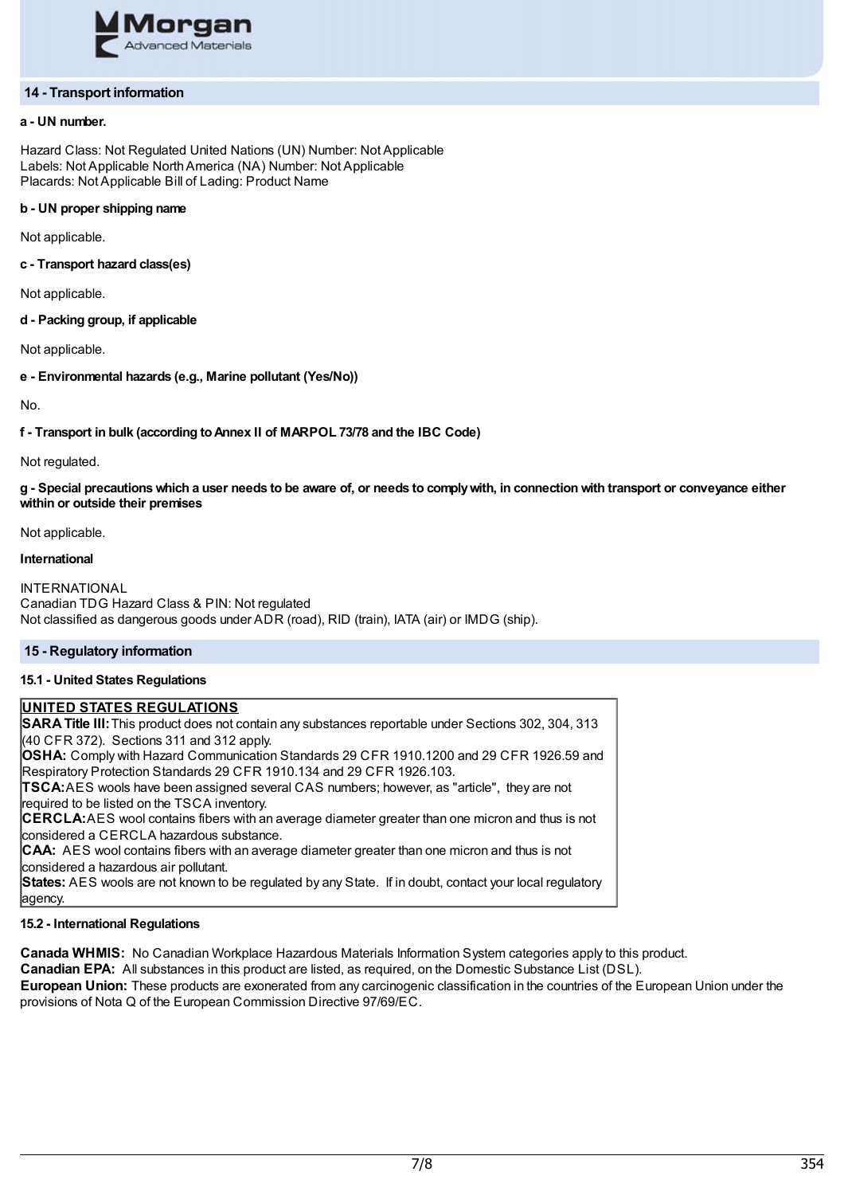## 14 - Transport information

**a - UN number.**

Hazard Class: Not Regulated United Nations (UN) Number: Not Applicable
Labels: Not Applicable North America (NA) Number: Not Applicable
Placards: Not Applicable Bill of Lading: Product Name

**b - UN proper shipping name**

Not applicable.

**c - Transport hazard class(es)**

Not applicable.

**d - Packing group, if applicable**

Not applicable.

**e - Environmental hazards (e.g., Marine pollutant (Yes/No))**

No.

**f - Transport in bulk (according to Annex II of MARPOL 73/78 and the IBC Code)**

Not regulated.

**g - Special precautions which a user needs to be aware of, or needs to comply with, in connection with transport or conveyance either within or outside their premises**

Not applicable.

**International**

INTERNATIONAL
Canadian TDG Hazard Class & PIN: Not regulated
Not classified as dangerous goods under ADR (road), RID (train), IATA (air) or IMDG (ship).

## 15 - Regulatory information

**15.1 - United States Regulations**

**UNITED STATES REGULATIONS**

**SARA Title III:** This product does not contain any substances reportable under Sections 302, 304, 313 (40 CFR 372). Sections 311 and 312 apply.
**OSHA:** Comply with Hazard Communication Standards 29 CFR 1910.1200 and 29 CFR 1926.59 and Respiratory Protection Standards 29 CFR 1910.134 and 29 CFR 1926.103.
**TSCA:** AES wools have been assigned several CAS numbers; however, as "article", they are not required to be listed on the TSCA inventory.
**CERCLA:** AES wool contains fibers with an average diameter greater than one micron and thus is not considered a CERCLA hazardous substance.
**CAA:** AES wool contains fibers with an average diameter greater than one micron and thus is not considered a hazardous air pollutant.
**States:** AES wools are not known to be regulated by any State. If in doubt, contact your local regulatory agency.

**15.2 - International Regulations**

**Canada WHMIS:** No Canadian Workplace Hazardous Materials Information System categories apply to this product.
**Canadian EPA:** All substances in this product are listed, as required, on the Domestic Substance List (DSL).
**European Union:** These products are exonerated from any carcinogenic classification in the countries of the European Union under the provisions of Nota Q of the European Commission Directive 97/69/EC.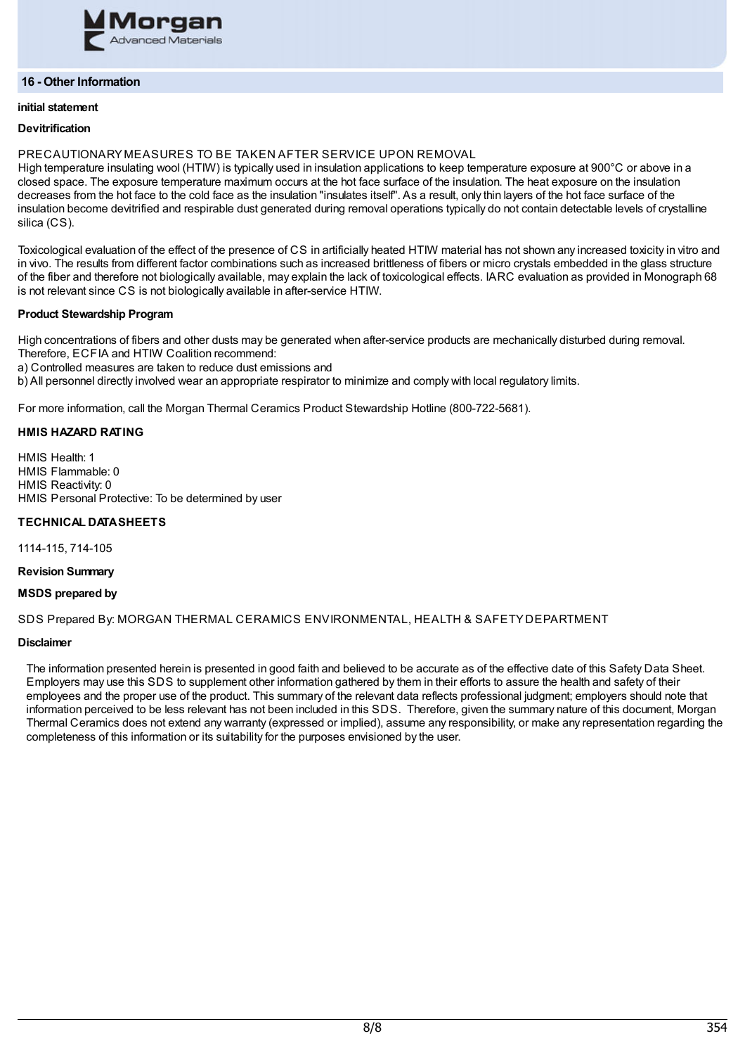## 16 - Other Information

**initial statement**

**Devitrification**

PRECAUTIONARY MEASURES TO BE TAKEN AFTER SERVICE UPON REMOVAL
High temperature insulating wool (HTIW) is typically used in insulation applications to keep temperature exposure at 900°C or above in a closed space. The exposure temperature maximum occurs at the hot face surface of the insulation. The heat exposure on the insulation decreases from the hot face to the cold face as the insulation "insulates itself". As a result, only thin layers of the hot face surface of the insulation become devitrified and respirable dust generated during removal operations typically do not contain detectable levels of crystalline silica (CS).

Toxicological evaluation of the effect of the presence of CS in artificially heated HTIW material has not shown any increased toxicity in vitro and in vivo. The results from different factor combinations such as increased brittleness of fibers or micro crystals embedded in the glass structure of the fiber and therefore not biologically available, may explain the lack of toxicological effects. IARC evaluation as provided in Monograph 68 is not relevant since CS is not biologically available in after-service HTIW.

**Product Stewardship Program**

High concentrations of fibers and other dusts may be generated when after-service products are mechanically disturbed during removal. Therefore, ECFIA and HTIW Coalition recommend:
a) Controlled measures are taken to reduce dust emissions and
b) All personnel directly involved wear an appropriate respirator to minimize and comply with local regulatory limits.

For more information, call the Morgan Thermal Ceramics Product Stewardship Hotline (800-722-5681).

**HMIS HAZARD RATING**

HMIS Health: 1
HMIS Flammable: 0
HMIS Reactivity: 0
HMIS Personal Protective: To be determined by user

**TECHNICAL DATA SHEETS**

1114-115, 714-105

**Revision Summary**

**MSDS prepared by**

SDS Prepared By: MORGAN THERMAL CERAMICS ENVIRONMENTAL, HEALTH & SAFETY DEPARTMENT

**Disclaimer**

The information presented herein is presented in good faith and believed to be accurate as of the effective date of this Safety Data Sheet. Employers may use this SDS to supplement other information gathered by them in their efforts to assure the health and safety of their employees and the proper use of the product. This summary of the relevant data reflects professional judgment; employers should note that information perceived to be less relevant has not been included in this SDS. Therefore, given the summary nature of this document, Morgan Thermal Ceramics does not extend any warranty (expressed or implied), assume any responsibility, or make any representation regarding the completeness of this information or its suitability for the purposes envisioned by the user.